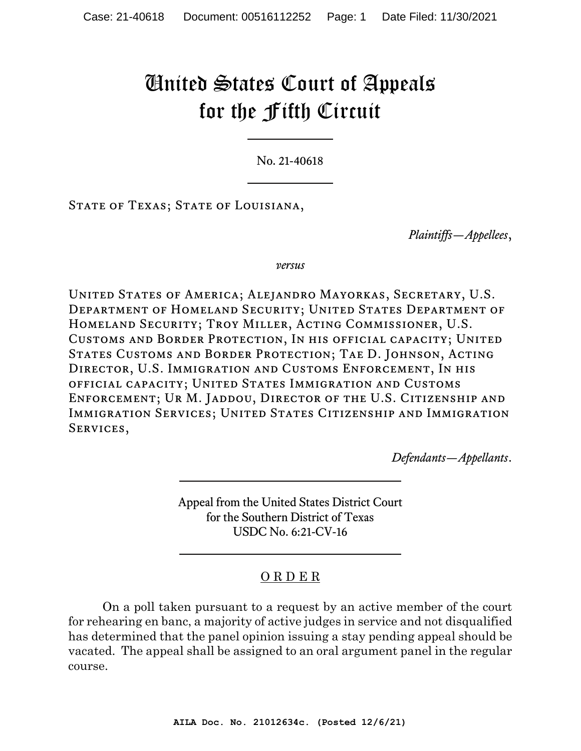# United States Court of Appeals for the Fifth Circuit

No. 21-40618

State of Texas; State of Louisiana,

*Plaintiffs—Appellees*,

*versus*

United States of America; Alejandro Mayorkas, Secretary, U.S. Department of Homeland Security; United States Department of Homeland Security; Troy Miller, Acting Commissioner, U.S. Customs and Border Protection, In his official capacity; United States Customs and Border Protection; Tae D. Johnson, Acting Director, U.S. Immigration and Customs Enforcement, In his official capacity; United States Immigration and Customs Enforcement; Ur M. Jaddou, Director of the U.S. Citizenship and Immigration Services; United States Citizenship and Immigration Services,

*Defendants—Appellants*.

Appeal from the United States District Court for the Southern District of Texas
USDC No. 6:21-CV-16

## O R D E R

On a poll taken pursuant to a request by an active member of the court for rehearing en banc, a majority of active judges in service and not disqualified has determined that the panel opinion issuing a stay pending appeal should be vacated. The appeal shall be assigned to an oral argument panel in the regular course.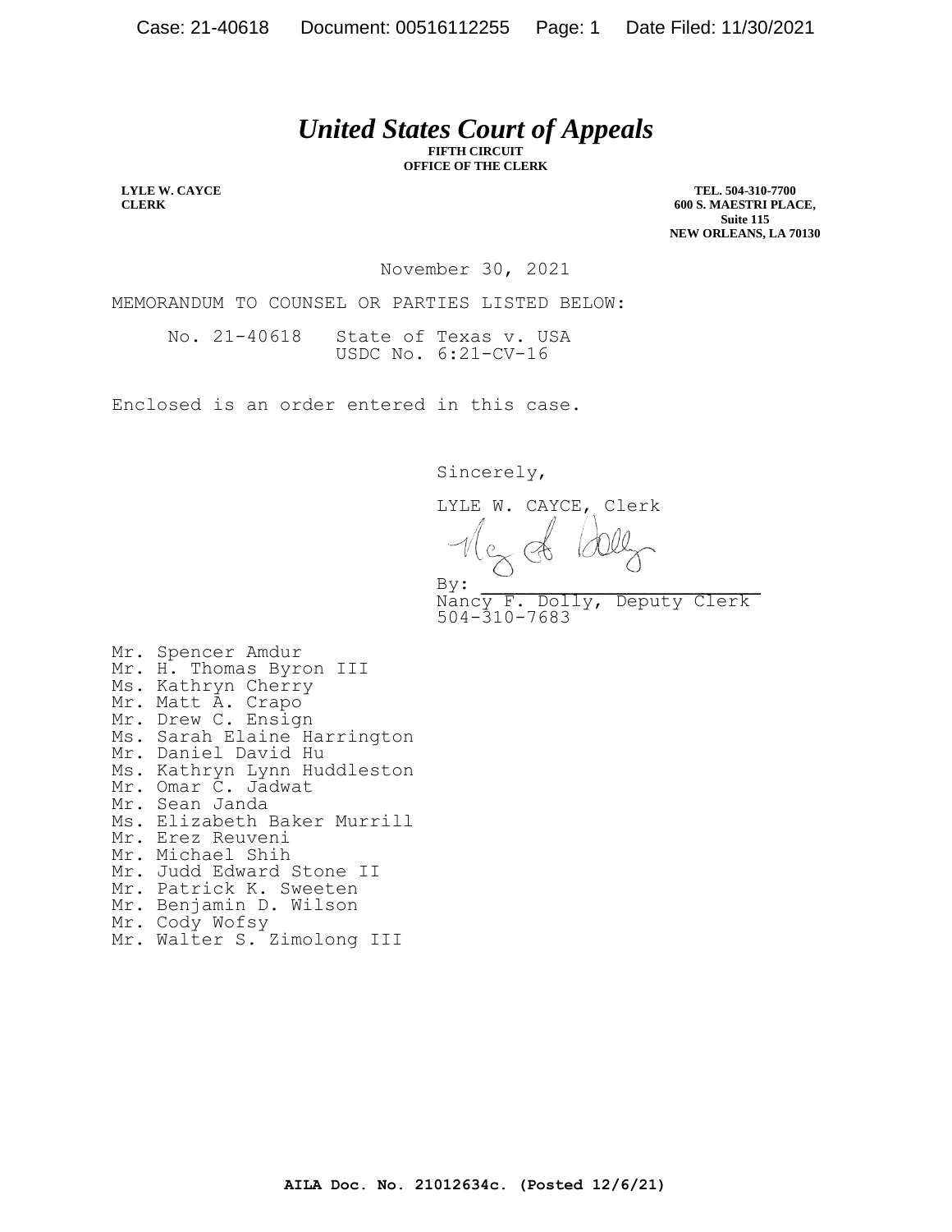# *United States Court of Appeals*

**FIFTH CIRCUIT**
**OFFICE OF THE CLERK**

**LYLE W. CAYCE**
**CLERK**

**TEL. 504-310-7700**
**600 S. MAESTRI PLACE,**
**Suite 115**
**NEW ORLEANS, LA 70130**

November 30, 2021

MEMORANDUM TO COUNSEL OR PARTIES LISTED BELOW:

No. 21-40618 State of Texas v. USA
USDC No. 6:21-CV-16

Enclosed is an order entered in this case.

Sincerely,

LYLE W. CAYCE, Clerk

By: _______________________
Nancy F. Dolly, Deputy Clerk
504-310-7683

Mr. Spencer Amdur
Mr. H. Thomas Byron III
Ms. Kathryn Cherry
Mr. Matt A. Crapo
Mr. Drew C. Ensign
Ms. Sarah Elaine Harrington
Mr. Daniel David Hu
Ms. Kathryn Lynn Huddleston
Mr. Omar C. Jadwat
Mr. Sean Janda
Ms. Elizabeth Baker Murrill
Mr. Erez Reuveni
Mr. Michael Shih
Mr. Judd Edward Stone II
Mr. Patrick K. Sweeten
Mr. Benjamin D. Wilson
Mr. Cody Wofsy
Mr. Walter S. Zimolong III